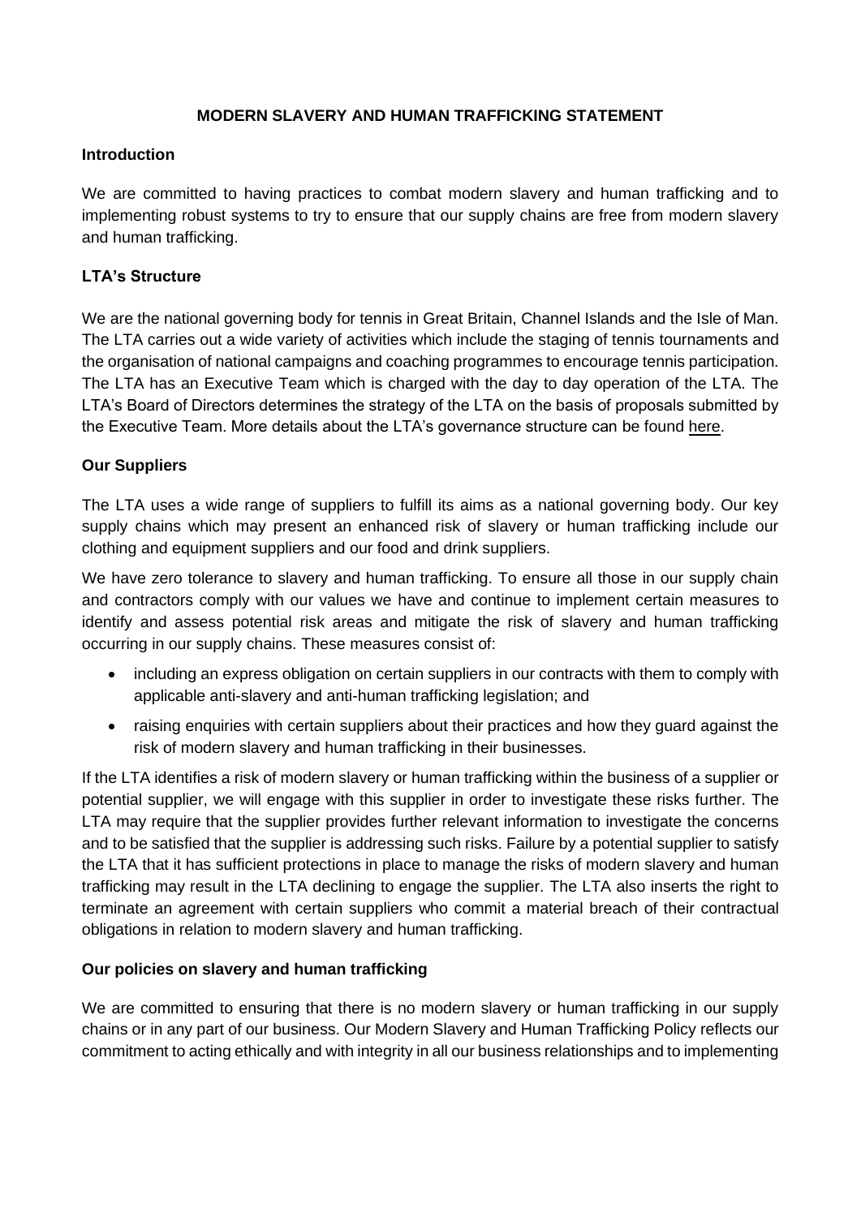# MODERN SLAVERY AND HUMAN TRAFFICKING STATEMENT

## Introduction

We are committed to having practices to combat modern slavery and human trafficking and to implementing robust systems to try to ensure that our supply chains are free from modern slavery and human trafficking.

## LTA's Structure

We are the national governing body for tennis in Great Britain, Channel Islands and the Isle of Man. The LTA carries out a wide variety of activities which include the staging of tennis tournaments and the organisation of national campaigns and coaching programmes to encourage tennis participation. The LTA has an Executive Team which is charged with the day to day operation of the LTA. The LTA's Board of Directors determines the strategy of the LTA on the basis of proposals submitted by the Executive Team. More details about the LTA's governance structure can be found here.

## Our Suppliers

The LTA uses a wide range of suppliers to fulfill its aims as a national governing body. Our key supply chains which may present an enhanced risk of slavery or human trafficking include our clothing and equipment suppliers and our food and drink suppliers.

We have zero tolerance to slavery and human trafficking. To ensure all those in our supply chain and contractors comply with our values we have and continue to implement certain measures to identify and assess potential risk areas and mitigate the risk of slavery and human trafficking occurring in our supply chains. These measures consist of:

- including an express obligation on certain suppliers in our contracts with them to comply with applicable anti-slavery and anti-human trafficking legislation; and
- raising enquiries with certain suppliers about their practices and how they guard against the risk of modern slavery and human trafficking in their businesses.

If the LTA identifies a risk of modern slavery or human trafficking within the business of a supplier or potential supplier, we will engage with this supplier in order to investigate these risks further. The LTA may require that the supplier provides further relevant information to investigate the concerns and to be satisfied that the supplier is addressing such risks. Failure by a potential supplier to satisfy the LTA that it has sufficient protections in place to manage the risks of modern slavery and human trafficking may result in the LTA declining to engage the supplier. The LTA also inserts the right to terminate an agreement with certain suppliers who commit a material breach of their contractual obligations in relation to modern slavery and human trafficking.

## Our policies on slavery and human trafficking

We are committed to ensuring that there is no modern slavery or human trafficking in our supply chains or in any part of our business. Our Modern Slavery and Human Trafficking Policy reflects our commitment to acting ethically and with integrity in all our business relationships and to implementing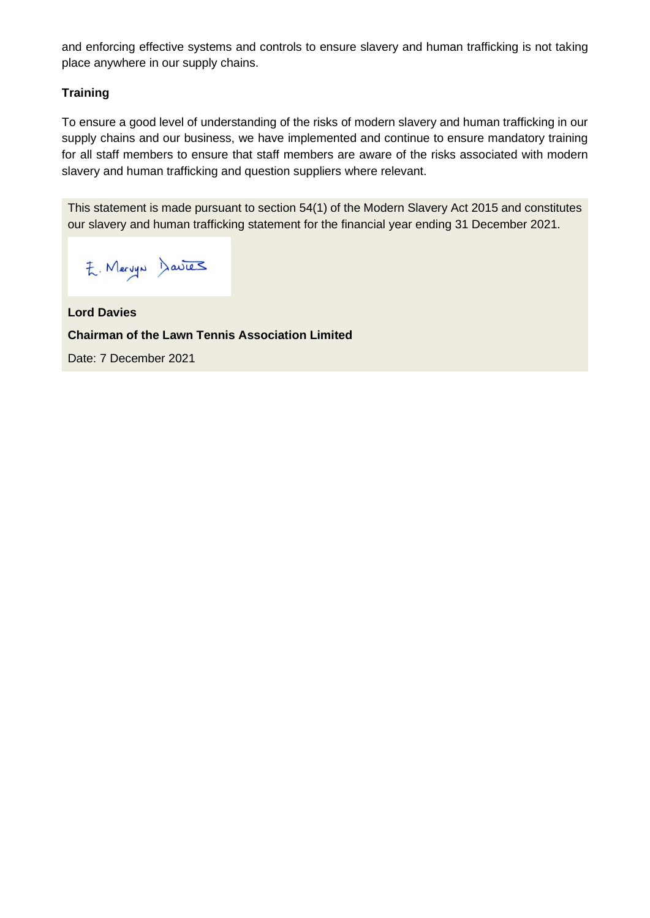and enforcing effective systems and controls to ensure slavery and human trafficking is not taking place anywhere in our supply chains.

**Training**

To ensure a good level of understanding of the risks of modern slavery and human trafficking in our supply chains and our business, we have implemented and continue to ensure mandatory training for all staff members to ensure that staff members are aware of the risks associated with modern slavery and human trafficking and question suppliers where relevant.

This statement is made pursuant to section 54(1) of the Modern Slavery Act 2015 and constitutes our slavery and human trafficking statement for the financial year ending 31 December 2021.

E. Mervyn Davies

**Lord Davies**

**Chairman of the Lawn Tennis Association Limited**

Date: 7 December 2021